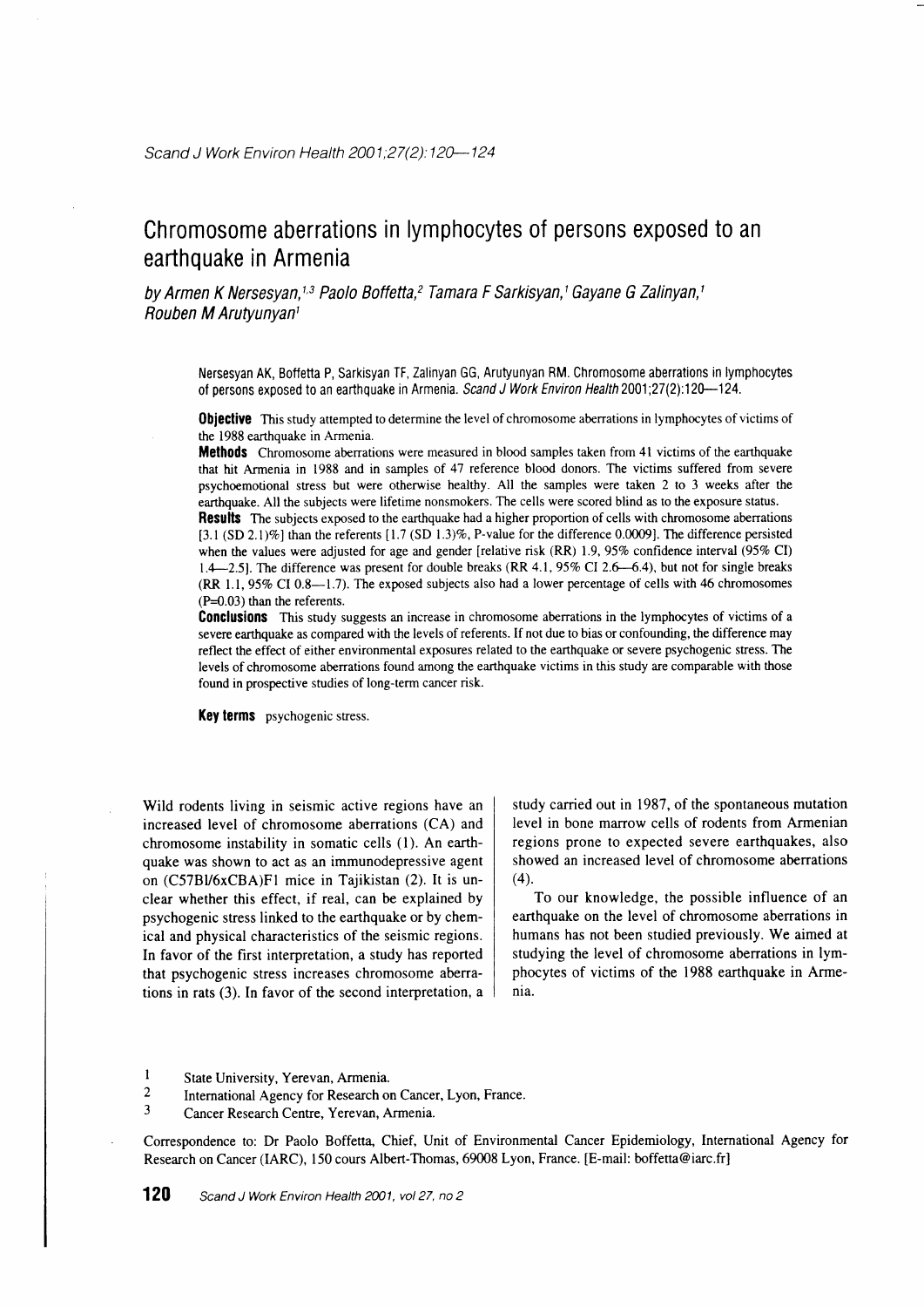# Chromosome aberrations in lymphocytes of persons exposed to an earthquake in Armenia

*by Armen K Nersesyan,[1,3] Paolo Boffetta,[2] Tamara F Sarkisyan,[1] Gayane G Zalinyan,[1] Rouben M Arutyunyan[1]*

Nersesyan AK, Boffetta P, Sarkisyan TF, Zalinyan GG, Arutyunyan RM. Chromosome aberrations in lymphocytes of persons exposed to an earthquake in Armenia. *Scand J Work Environ Health* 2001;27(2):120—124.

**Objective** This study attempted to determine the level of chromosome aberrations in lymphocytes of victims of the 1988 earthquake in Armenia.

**Methods** Chromosome aberrations were measured in blood samples taken from 41 victims of the earthquake that hit Armenia in 1988 and in samples of 47 reference blood donors. The victims suffered from severe psychoemotional stress but were otherwise healthy. All the samples were taken 2 to 3 weeks after the earthquake. All the subjects were lifetime nonsmokers. The cells were scored blind as to the exposure status.

**Results** The subjects exposed to the earthquake had a higher proportion of cells with chromosome aberrations [3.1 (SD 2.1)%] than the referents [1.7 (SD 1.3)%, P-value for the difference 0.0009]. The difference persisted when the values were adjusted for age and gender [relative risk (RR) 1.9, 95% confidence interval (95% CI) 1.4—2.5]. The difference was present for double breaks (RR 4.1, 95% CI 2.6—6.4), but not for single breaks (RR 1.1, 95% CI 0.8—1.7). The exposed subjects also had a lower percentage of cells with 46 chromosomes (P=0.03) than the referents.

**Conclusions** This study suggests an increase in chromosome aberrations in the lymphocytes of victims of a severe earthquake as compared with the levels of referents. If not due to bias or confounding, the difference may reflect the effect of either environmental exposures related to the earthquake or severe psychogenic stress. The levels of chromosome aberrations found among the earthquake victims in this study are comparable with those found in prospective studies of long-term cancer risk.

**Key terms** psychogenic stress.

Wild rodents living in seismic active regions have an increased level of chromosome aberrations (CA) and chromosome instability in somatic cells (1). An earthquake was shown to act as an immunodepressive agent on (C57Bl/6xCBA)F1 mice in Tajikistan (2). It is unclear whether this effect, if real, can be explained by psychogenic stress linked to the earthquake or by chemical and physical characteristics of the seismic regions. In favor of the first interpretation, a study has reported that psychogenic stress increases chromosome aberrations in rats (3). In favor of the second interpretation, a study carried out in 1987, of the spontaneous mutation level in bone marrow cells of rodents from Armenian regions prone to expected severe earthquakes, also showed an increased level of chromosome aberrations (4).

To our knowledge, the possible influence of an earthquake on the level of chromosome aberrations in humans has not been studied previously. We aimed at studying the level of chromosome aberrations in lymphocytes of victims of the 1988 earthquake in Armenia.

1 State University, Yerevan, Armenia.
2 International Agency for Research on Cancer, Lyon, France.
3 Cancer Research Centre, Yerevan, Armenia.

Correspondence to: Dr Paolo Boffetta, Chief, Unit of Environmental Cancer Epidemiology, International Agency for Research on Cancer (IARC), 150 cours Albert-Thomas, 69008 Lyon, France. [E-mail: boffetta@iarc.fr]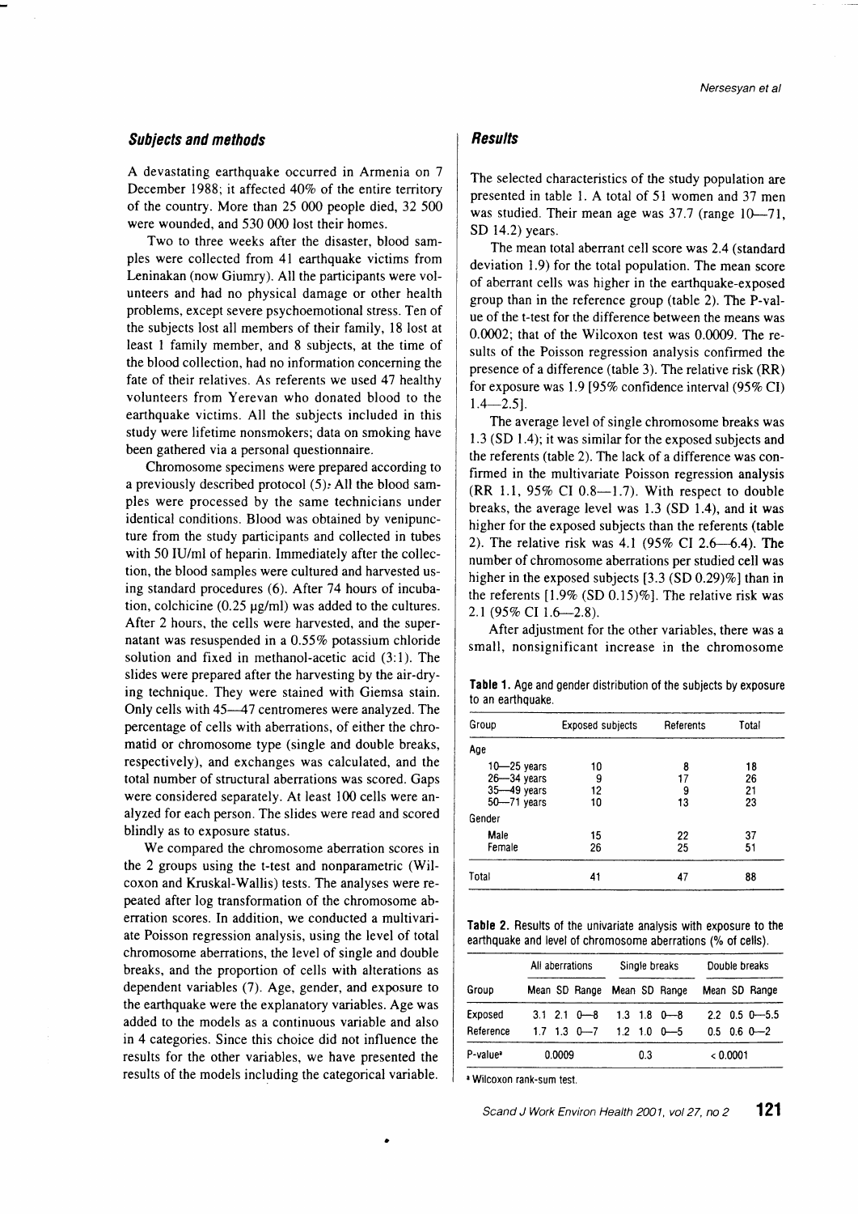## Subjects and methods

A devastating earthquake occurred in Armenia on 7 December 1988; it affected 40% of the entire territory of the country. More than 25 000 people died, 32 500 were wounded, and 530 000 lost their homes.

Two to three weeks after the disaster, blood samples were collected from 41 earthquake victims from Leninakan (now Giumry). All the participants were volunteers and had no physical damage or other health problems, except severe psychoemotional stress. Ten of the subjects lost all members of their family, 18 lost at least 1 family member, and 8 subjects, at the time of the blood collection, had no information concerning the fate of their relatives. As referents we used 47 healthy volunteers from Yerevan who donated blood to the earthquake victims. All the subjects included in this study were lifetime nonsmokers; data on smoking have been gathered via a personal questionnaire.

Chromosome specimens were prepared according to a previously described protocol (5). All the blood samples were processed by the same technicians under identical conditions. Blood was obtained by venipuncture from the study participants and collected in tubes with 50 IU/ml of heparin. Immediately after the collection, the blood samples were cultured and harvested using standard procedures (6). After 74 hours of incubation, colchicine (0.25 µg/ml) was added to the cultures. After 2 hours, the cells were harvested, and the supernatant was resuspended in a 0.55% potassium chloride solution and fixed in methanol-acetic acid (3:1). The slides were prepared after the harvesting by the air-drying technique. They were stained with Giemsa stain. Only cells with 45—47 centromeres were analyzed. The percentage of cells with aberrations, of either the chromatid or chromosome type (single and double breaks, respectively), and exchanges was calculated, and the total number of structural aberrations was scored. Gaps were considered separately. At least 100 cells were analyzed for each person. The slides were read and scored blindly as to exposure status.

We compared the chromosome aberration scores in the 2 groups using the t-test and nonparametric (Wilcoxon and Kruskal-Wallis) tests. The analyses were repeated after log transformation of the chromosome aberration scores. In addition, we conducted a multivariate Poisson regression analysis, using the level of total chromosome aberrations, the level of single and double breaks, and the proportion of cells with alterations as dependent variables (7). Age, gender, and exposure to the earthquake were the explanatory variables. Age was added to the models as a continuous variable and also in 4 categories. Since this choice did not influence the results for the other variables, we have presented the results of the models including the categorical variable.

## Results

The selected characteristics of the study population are presented in table 1. A total of 51 women and 37 men was studied. Their mean age was 37.7 (range 10—71, SD 14.2) years.

The mean total aberrant cell score was 2.4 (standard deviation 1.9) for the total population. The mean score of aberrant cells was higher in the earthquake-exposed group than in the reference group (table 2). The P-value of the t-test for the difference between the means was 0.0002; that of the Wilcoxon test was 0.0009. The results of the Poisson regression analysis confirmed the presence of a difference (table 3). The relative risk (RR) for exposure was 1.9 [95% confidence interval (95% CI) 1.4—2.5].

The average level of single chromosome breaks was 1.3 (SD 1.4); it was similar for the exposed subjects and the referents (table 2). The lack of a difference was confirmed in the multivariate Poisson regression analysis (RR 1.1, 95% CI 0.8—1.7). With respect to double breaks, the average level was 1.3 (SD 1.4), and it was higher for the exposed subjects than the referents (table 2). The relative risk was 4.1 (95% CI 2.6—6.4). The number of chromosome aberrations per studied cell was higher in the exposed subjects [3.3 (SD 0.29)%] than in the referents [1.9% (SD 0.15)%]. The relative risk was 2.1 (95% CI 1.6—2.8).

After adjustment for the other variables, there was a small, nonsignificant increase in the chromosome

**Table 1.** Age and gender distribution of the subjects by exposure to an earthquake.

| Group | Exposed subjects | Referents | Total |
|---|---|---|---|
| Age | | | |
| 10—25 years | 10 | 8 | 18 |
| 26—34 years | 9 | 17 | 26 |
| 35—49 years | 12 | 9 | 21 |
| 50—71 years | 10 | 13 | 23 |
| Gender | | | |
| Male | 15 | 22 | 37 |
| Female | 26 | 25 | 51 |
| Total | 41 | 47 | 88 |

**Table 2.** Results of the univariate analysis with exposure to the earthquake and level of chromosome aberrations (% of cells).

| Group | All aberrations | | | Single breaks | | | Double breaks | | |
|---|---|---|---|---|---|---|---|---|---|
| | Mean | SD | Range | Mean | SD | Range | Mean | SD | Range |
| Exposed | 3.1 | 2.1 | 0—8 | 1.3 | 1.8 | 0—8 | 2.2 | 0.5 | 0—5.5 |
| Reference | 1.7 | 1.3 | 0—7 | 1.2 | 1.0 | 0—5 | 0.5 | 0.6 | 0—2 |
| P-value[a] | 0.0009 | | | 0.3 | | | < 0.0001 | | |

[a] Wilcoxon rank-sum test.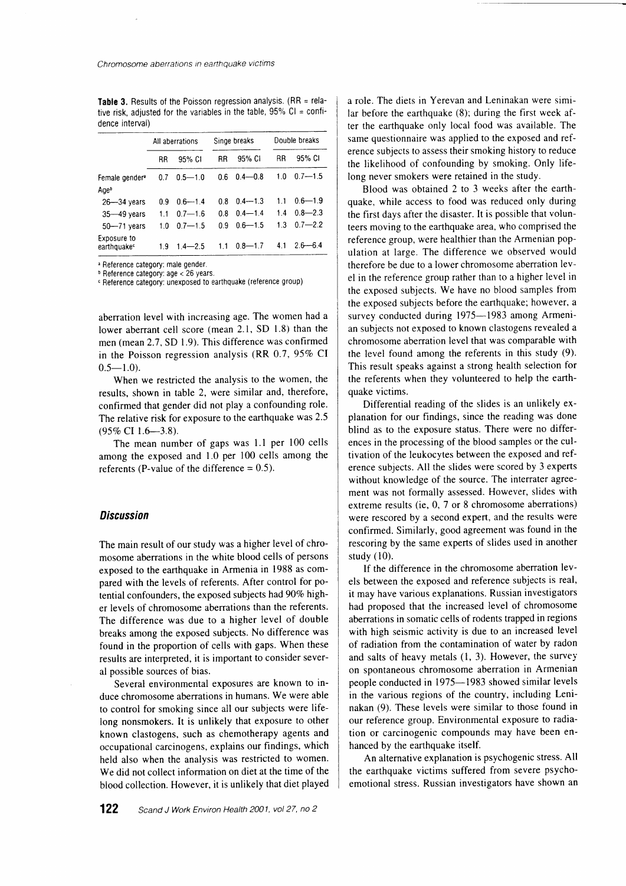**Table 3.** Results of the Poisson regression analysis. (RR = relative risk, adjusted for the variables in the table, 95% CI = confidence interval)

| | All aberrations | | Singe breaks | | Double breaks | |
|---|---|---|---|---|---|---|
| | RR | 95% CI | RR | 95% CI | RR | 95% CI |
| Female gender[a] | 0.7 | 0.5—1.0 | 0.6 | 0.4—0.8 | 1.0 | 0.7—1.5 |
| Age[b] | | | | | | |
| 26—34 years | 0.9 | 0.6—1.4 | 0.8 | 0.4—1.3 | 1.1 | 0.6—1.9 |
| 35—49 years | 1.1 | 0.7—1.6 | 0.8 | 0.4—1.4 | 1.4 | 0.8—2.3 |
| 50—71 years | 1.0 | 0.7—1.5 | 0.9 | 0.6—1.5 | 1.3 | 0.7—2.2 |
| Exposure to earthquake[c] | 1.9 | 1.4—2.5 | 1.1 | 0.8—1.7 | 4.1 | 2.6—6.4 |

[a] Reference category: male gender.
[b] Reference category: age < 26 years.
[c] Reference category: unexposed to earthquake (reference group)

aberration level with increasing age. The women had a lower aberrant cell score (mean 2.1, SD 1.8) than the men (mean 2.7, SD 1.9). This difference was confirmed in the Poisson regression analysis (RR 0.7, 95% CI 0.5—1.0).

When we restricted the analysis to the women, the results, shown in table 2, were similar and, therefore, confirmed that gender did not play a confounding role. The relative risk for exposure to the earthquake was 2.5 (95% CI 1.6—3.8).

The mean number of gaps was 1.1 per 100 cells among the exposed and 1.0 per 100 cells among the referents (P-value of the difference = 0.5).

## Discussion

The main result of our study was a higher level of chromosome aberrations in the white blood cells of persons exposed to the earthquake in Armenia in 1988 as compared with the levels of referents. After control for potential confounders, the exposed subjects had 90% higher levels of chromosome aberrations than the referents. The difference was due to a higher level of double breaks among the exposed subjects. No difference was found in the proportion of cells with gaps. When these results are interpreted, it is important to consider several possible sources of bias.

Several environmental exposures are known to induce chromosome aberrations in humans. We were able to control for smoking since all our subjects were lifelong nonsmokers. It is unlikely that exposure to other known clastogens, such as chemotherapy agents and occupational carcinogens, explains our findings, which held also when the analysis was restricted to women. We did not collect information on diet at the time of the blood collection. However, it is unlikely that diet played a role. The diets in Yerevan and Leninakan were similar before the earthquake (8); during the first week after the earthquake only local food was available. The same questionnaire was applied to the exposed and reference subjects to assess their smoking history to reduce the likelihood of confounding by smoking. Only lifelong never smokers were retained in the study.

Blood was obtained 2 to 3 weeks after the earthquake, while access to food was reduced only during the first days after the disaster. It is possible that volunteers moving to the earthquake area, who comprised the reference group, were healthier than the Armenian population at large. The difference we observed would therefore be due to a lower chromosome aberration level in the reference group rather than to a higher level in the exposed subjects. We have no blood samples from the exposed subjects before the earthquake; however, a survey conducted during 1975—1983 among Armenian subjects not exposed to known clastogens revealed a chromosome aberration level that was comparable with the level found among the referents in this study (9). This result speaks against a strong health selection for the referents when they volunteered to help the earthquake victims.

Differential reading of the slides is an unlikely explanation for our findings, since the reading was done blind as to the exposure status. There were no differences in the processing of the blood samples or the cultivation of the leukocytes between the exposed and reference subjects. All the slides were scored by 3 experts without knowledge of the source. The interrater agreement was not formally assessed. However, slides with extreme results (ie, 0, 7 or 8 chromosome aberrations) were rescored by a second expert, and the results were confirmed. Similarly, good agreement was found in the rescoring by the same experts of slides used in another study (10).

If the difference in the chromosome aberration levels between the exposed and reference subjects is real, it may have various explanations. Russian investigators had proposed that the increased level of chromosome aberrations in somatic cells of rodents trapped in regions with high seismic activity is due to an increased level of radiation from the contamination of water by radon and salts of heavy metals (1, 3). However, the survey on spontaneous chromosome aberration in Armenian people conducted in 1975—1983 showed similar levels in the various regions of the country, including Leninakan (9). These levels were similar to those found in our reference group. Environmental exposure to radiation or carcinogenic compounds may have been enhanced by the earthquake itself.

An alternative explanation is psychogenic stress. All the earthquake victims suffered from severe psychoemotional stress. Russian investigators have shown an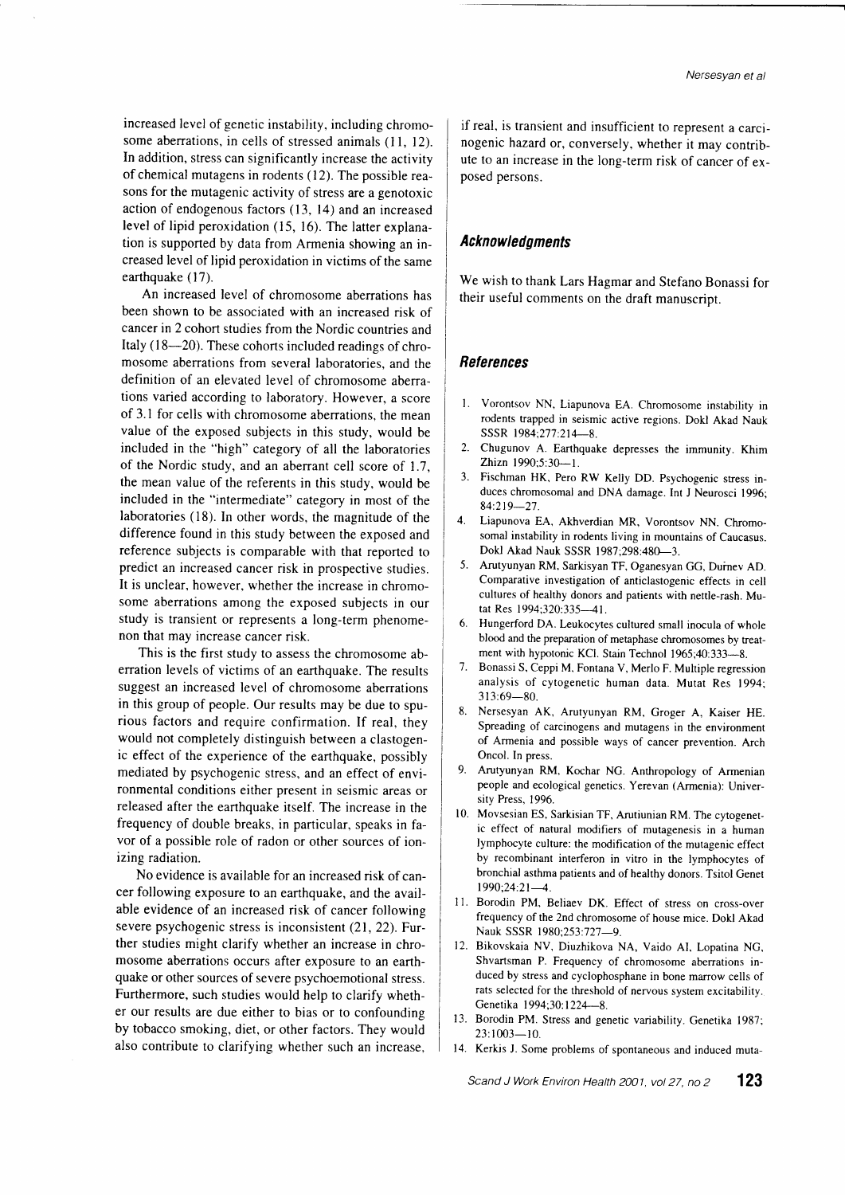increased level of genetic instability, including chromosome aberrations, in cells of stressed animals (11, 12). In addition, stress can significantly increase the activity of chemical mutagens in rodents (12). The possible reasons for the mutagenic activity of stress are a genotoxic action of endogenous factors (13, 14) and an increased level of lipid peroxidation (15, 16). The latter explanation is supported by data from Armenia showing an increased level of lipid peroxidation in victims of the same earthquake (17).

An increased level of chromosome aberrations has been shown to be associated with an increased risk of cancer in 2 cohort studies from the Nordic countries and Italy (18—20). These cohorts included readings of chromosome aberrations from several laboratories, and the definition of an elevated level of chromosome aberrations varied according to laboratory. However, a score of 3.1 for cells with chromosome aberrations, the mean value of the exposed subjects in this study, would be included in the "high" category of all the laboratories of the Nordic study, and an aberrant cell score of 1.7, the mean value of the referents in this study, would be included in the "intermediate" category in most of the laboratories (18). In other words, the magnitude of the difference found in this study between the exposed and reference subjects is comparable with that reported to predict an increased cancer risk in prospective studies. It is unclear, however, whether the increase in chromosome aberrations among the exposed subjects in our study is transient or represents a long-term phenomenon that may increase cancer risk.

This is the first study to assess the chromosome aberration levels of victims of an earthquake. The results suggest an increased level of chromosome aberrations in this group of people. Our results may be due to spurious factors and require confirmation. If real, they would not completely distinguish between a clastogenic effect of the experience of the earthquake, possibly mediated by psychogenic stress, and an effect of environmental conditions either present in seismic areas or released after the earthquake itself. The increase in the frequency of double breaks, in particular, speaks in favor of a possible role of radon or other sources of ionizing radiation.

No evidence is available for an increased risk of cancer following exposure to an earthquake, and the available evidence of an increased risk of cancer following severe psychogenic stress is inconsistent (21, 22). Further studies might clarify whether an increase in chromosome aberrations occurs after exposure to an earthquake or other sources of severe psychoemotional stress. Furthermore, such studies would help to clarify whether our results are due either to bias or to confounding by tobacco smoking, diet, or other factors. They would also contribute to clarifying whether such an increase, if real, is transient and insufficient to represent a carcinogenic hazard or, conversely, whether it may contribute to an increase in the long-term risk of cancer of exposed persons.

## Acknowledgments

We wish to thank Lars Hagmar and Stefano Bonassi for their useful comments on the draft manuscript.

## References

1. Vorontsov NN, Liapunova EA. Chromosome instability in rodents trapped in seismic active regions. Dokl Akad Nauk SSSR 1984;277:214—8.
2. Chugunov A. Earthquake depresses the immunity. Khim Zhizn 1990;5:30—1.
3. Fischman HK, Pero RW Kelly DD. Psychogenic stress induces chromosomal and DNA damage. Int J Neurosci 1996; 84:219—27.
4. Liapunova EA, Akhverdian MR, Vorontsov NN. Chromosomal instability in rodents living in mountains of Caucasus. Dokl Akad Nauk SSSR 1987;298:480—3.
5. Arutyunyan RM, Sarkisyan TF, Oganesyan GG, Durnev AD. Comparative investigation of anticlastogenic effects in cell cultures of healthy donors and patients with nettle-rash. Mutat Res 1994;320:335—41.
6. Hungerford DA. Leukocytes cultured small inocula of whole blood and the preparation of metaphase chromosomes by treatment with hypotonic KCl. Stain Technol 1965;40:333—8.
7. Bonassi S, Ceppi M, Fontana V, Merlo F. Multiple regression analysis of cytogenetic human data. Mutat Res 1994; 313:69—80.
8. Nersesyan AK, Arutyunyan RM, Groger A, Kaiser HE. Spreading of carcinogens and mutagens in the environment of Armenia and possible ways of cancer prevention. Arch Oncol. In press.
9. Arutyunyan RM, Kochar NG. Anthropology of Armenian people and ecological genetics. Yerevan (Armenia): University Press, 1996.
10. Movsesian ES, Sarkisian TF, Arutiunian RM. The cytogenetic effect of natural modifiers of mutagenesis in a human lymphocyte culture: the modification of the mutagenic effect by recombinant interferon in vitro in the lymphocytes of bronchial asthma patients and of healthy donors. Tsitol Genet 1990;24:21—4.
11. Borodin PM, Beliaev DK. Effect of stress on cross-over frequency of the 2nd chromosome of house mice. Dokl Akad Nauk SSSR 1980;253:727—9.
12. Bikovskaia NV, Diuzhikova NA, Vaido AI, Lopatina NG, Shvartsman P. Frequency of chromosome aberrations induced by stress and cyclophosphane in bone marrow cells of rats selected for the threshold of nervous system excitability. Genetika 1994;30:1224—8.
13. Borodin PM. Stress and genetic variability. Genetika 1987; 23:1003—10.
14. Kerkis J. Some problems of spontaneous and induced muta-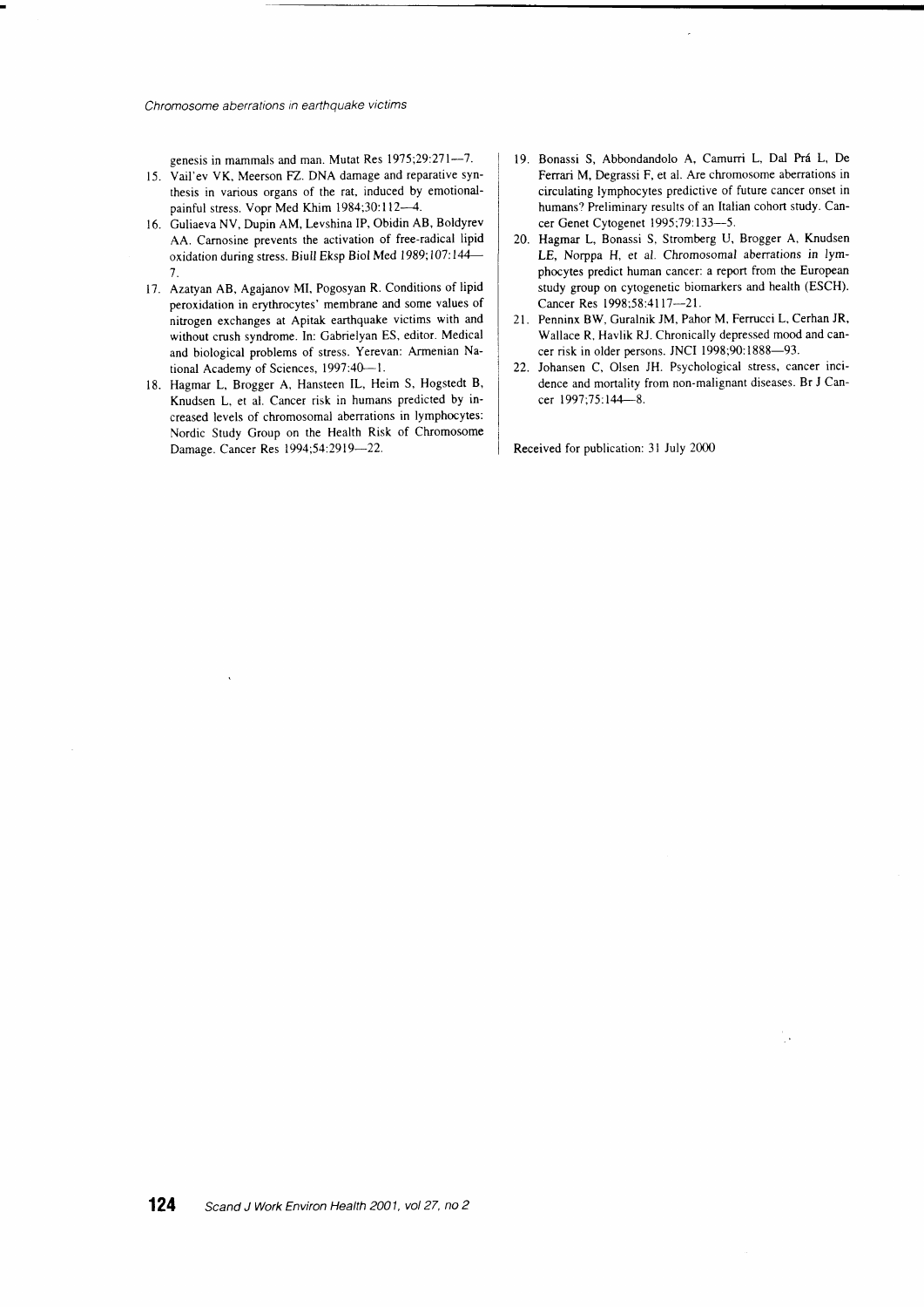genesis in mammals and man. Mutat Res 1975;29:271—7.

15. Vail'ev VK, Meerson FZ. DNA damage and reparative synthesis in various organs of the rat, induced by emotional-painful stress. Vopr Med Khim 1984;30:112—4.
16. Guliaeva NV, Dupin AM, Levshina IP, Obidin AB, Boldyrev AA. Carnosine prevents the activation of free-radical lipid oxidation during stress. Biull Eksp Biol Med 1989;107:144—7.
17. Azatyan AB, Agajanov MI, Pogosyan R. Conditions of lipid peroxidation in erythrocytes' membrane and some values of nitrogen exchanges at Apitak earthquake victims with and without crush syndrome. In: Gabrielyan ES, editor. Medical and biological problems of stress. Yerevan: Armenian National Academy of Sciences, 1997:40—1.
18. Hagmar L, Brogger A, Hansteen IL, Heim S, Hogstedt B, Knudsen L, et al. Cancer risk in humans predicted by increased levels of chromosomal aberrations in lymphocytes: Nordic Study Group on the Health Risk of Chromosome Damage. Cancer Res 1994;54:2919—22.
19. Bonassi S, Abbondandolo A, Camurri L, Dal Prá L, De Ferrari M, Degrassi F, et al. Are chromosome aberrations in circulating lymphocytes predictive of future cancer onset in humans? Preliminary results of an Italian cohort study. Cancer Genet Cytogenet 1995;79:133—5.
20. Hagmar L, Bonassi S, Stromberg U, Brogger A, Knudsen LE, Norppa H, et al. Chromosomal aberrations in lymphocytes predict human cancer: a report from the European study group on cytogenetic biomarkers and health (ESCH). Cancer Res 1998;58:4117—21.
21. Penninx BW, Guralnik JM, Pahor M, Ferrucci L, Cerhan JR, Wallace R, Havlik RJ. Chronically depressed mood and cancer risk in older persons. JNCI 1998;90:1888—93.
22. Johansen C, Olsen JH. Psychological stress, cancer incidence and mortality from non-malignant diseases. Br J Cancer 1997;75:144—8.

Received for publication: 31 July 2000